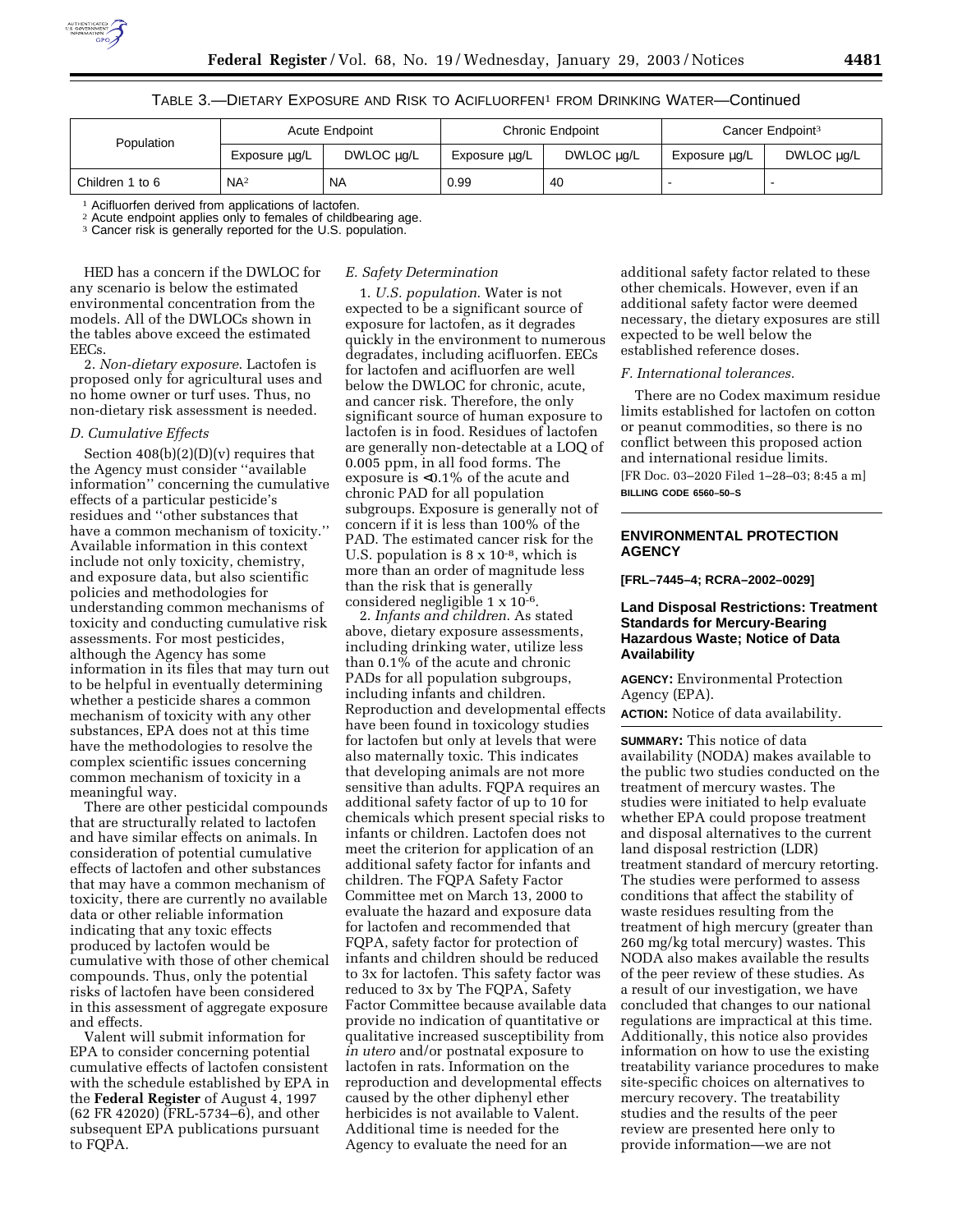TABLE 3.—DIETARY EXPOSURE AND RISK TO ACIFLUORFEN[1] FROM DRINKING WATER—Continued

| Population | Acute Endpoint | | Chronic Endpoint | | Cancer Endpoint[3] | |
|---|---|---|---|---|---|---|
| | Exposure µg/L | DWLOC µg/L | Exposure µg/L | DWLOC µg/L | Exposure µg/L | DWLOC µg/L |
| Children 1 to 6 | NA[2] | NA | 0.99 | 40 | - | - |

[1] Acifluorfen derived from applications of lactofen.
[2] Acute endpoint applies only to females of childbearing age.
[3] Cancer risk is generally reported for the U.S. population.

HED has a concern if the DWLOC for any scenario is below the estimated environmental concentration from the models. All of the DWLOCs shown in the tables above exceed the estimated EECs.

2. *Non-dietary exposure*. Lactofen is proposed only for agricultural uses and no home owner or turf uses. Thus, no non-dietary risk assessment is needed.

### *D. Cumulative Effects*

Section 408(b)(2)(D)(v) requires that the Agency must consider ''available information'' concerning the cumulative effects of a particular pesticide's residues and ''other substances that have a common mechanism of toxicity.'' Available information in this context include not only toxicity, chemistry, and exposure data, but also scientific policies and methodologies for understanding common mechanisms of toxicity and conducting cumulative risk assessments. For most pesticides, although the Agency has some information in its files that may turn out to be helpful in eventually determining whether a pesticide shares a common mechanism of toxicity with any other substances, EPA does not at this time have the methodologies to resolve the complex scientific issues concerning common mechanism of toxicity in a meaningful way.

There are other pesticidal compounds that are structurally related to lactofen and have similar effects on animals. In consideration of potential cumulative effects of lactofen and other substances that may have a common mechanism of toxicity, there are currently no available data or other reliable information indicating that any toxic effects produced by lactofen would be cumulative with those of other chemical compounds. Thus, only the potential risks of lactofen have been considered in this assessment of aggregate exposure and effects.

Valent will submit information for EPA to consider concerning potential cumulative effects of lactofen consistent with the schedule established by EPA in the **Federal Register** of August 4, 1997 (62 FR 42020) (FRL-5734–6), and other subsequent EPA publications pursuant to FQPA.

### *E. Safety Determination*

1. *U.S. population*. Water is not expected to be a significant source of exposure for lactofen, as it degrades quickly in the environment to numerous degradates, including acifluorfen. EECs for lactofen and acifluorfen are well below the DWLOC for chronic, acute, and cancer risk. Therefore, the only significant source of human exposure to lactofen is in food. Residues of lactofen are generally non-detectable at a LOQ of 0.005 ppm, in all food forms. The exposure is <0.1% of the acute and chronic PAD for all population subgroups. Exposure is generally not of concern if it is less than 100% of the PAD. The estimated cancer risk for the U.S. population is $8 \times 10^{-8}$, which is more than an order of magnitude less than the risk that is generally considered negligible $1 \times 10^{-6}$.

2. *Infants and children*. As stated above, dietary exposure assessments, including drinking water, utilize less than 0.1% of the acute and chronic PADs for all population subgroups, including infants and children. Reproduction and developmental effects have been found in toxicology studies for lactofen but only at levels that were also maternally toxic. This indicates that developing animals are not more sensitive than adults. FQPA requires an additional safety factor of up to 10 for chemicals which present special risks to infants or children. Lactofen does not meet the criterion for application of an additional safety factor for infants and children. The FQPA Safety Factor Committee met on March 13, 2000 to evaluate the hazard and exposure data for lactofen and recommended that FQPA, safety factor for protection of infants and children should be reduced to 3x for lactofen. This safety factor was reduced to 3x by The FQPA, Safety Factor Committee because available data provide no indication of quantitative or qualitative increased susceptibility from *in utero* and/or postnatal exposure to lactofen in rats. Information on the reproduction and developmental effects caused by the other diphenyl ether herbicides is not available to Valent. Additional time is needed for the Agency to evaluate the need for an additional safety factor related to these other chemicals. However, even if an additional safety factor were deemed necessary, the dietary exposures are still expected to be well below the established reference doses.

### *F. International tolerances.*

There are no Codex maximum residue limits established for lactofen on cotton or peanut commodities, so there is no conflict between this proposed action and international residue limits.

[FR Doc. 03–2020 Filed 1–28–03; 8:45 a m]

**BILLING CODE 6560–50–S**

## ENVIRONMENTAL PROTECTION AGENCY

**[FRL–7445–4; RCRA–2002–0029]**

### Land Disposal Restrictions: Treatment Standards for Mercury-Bearing Hazardous Waste; Notice of Data Availability

**AGENCY:** Environmental Protection Agency (EPA).

**ACTION:** Notice of data availability.

**SUMMARY:** This notice of data availability (NODA) makes available to the public two studies conducted on the treatment of mercury wastes. The studies were initiated to help evaluate whether EPA could propose treatment and disposal alternatives to the current land disposal restriction (LDR) treatment standard of mercury retorting. The studies were performed to assess conditions that affect the stability of waste residues resulting from the treatment of high mercury (greater than 260 mg/kg total mercury) wastes. This NODA also makes available the results of the peer review of these studies. As a result of our investigation, we have concluded that changes to our national regulations are impractical at this time. Additionally, this notice also provides information on how to use the existing treatability variance procedures to make site-specific choices on alternatives to mercury recovery. The treatability studies and the results of the peer review are presented here only to provide information—we are not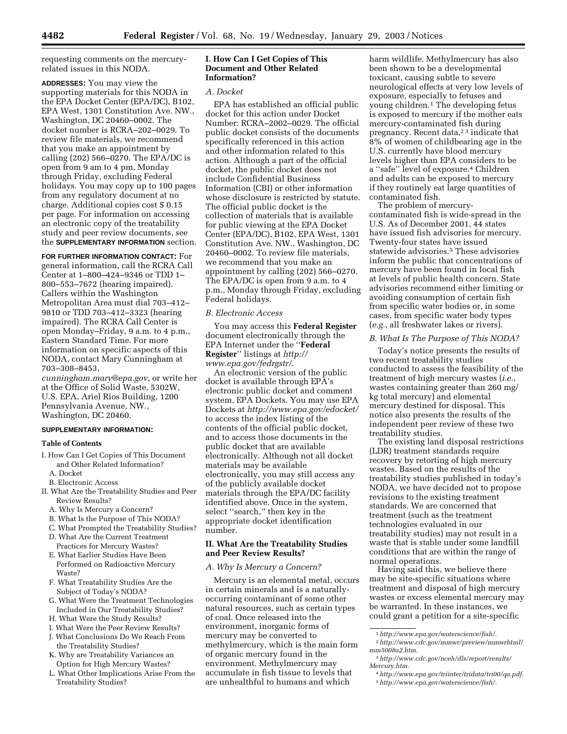requesting comments on the mercury-related issues in this NODA.

**ADDRESSES:** You may view the supporting materials for this NODA in the EPA Docket Center (EPA/DC), B102, EPA West, 1301 Constitution Ave. NW., Washington, DC 20460–0002. The docket number is RCRA–202–0029. To review file materials, we recommend that you make an appointment by calling (202) 566–0270. The EPA/DC is open from 9 am to 4 pm, Monday through Friday, excluding Federal holidays. You may copy up to 100 pages from any regulatory document at no charge. Additional copies cost $ 0.15 per page. For information on accessing an electronic copy of the treatability study and peer review documents, see the **SUPPLEMENTARY INFORMATION** section.

**FOR FURTHER INFORMATION CONTACT:** For general information, call the RCRA Call Center at 1–800–424–9346 or TDD 1–800–553–7672 (hearing impaired). Callers within the Washington Metropolitan Area must dial 703–412–9810 or TDD 703–412–3323 (hearing impaired). The RCRA Call Center is open Monday–Friday, 9 a.m. to 4 p.m., Eastern Standard Time. For more information on specific aspects of this NODA, contact Mary Cunningham at 703–308–8453, *cunningham.mary@epa.gov*, or write her at the Office of Solid Waste, 5302W, U.S. EPA, Ariel Rios Building, 1200 Pennsylvania Avenue, NW., Washington, DC 20460.

**SUPPLEMENTARY INFORMATION:**

**Table of Contents**

- I. How Can I Get Copies of This Document and Other Related Information?
  - A. Docket
  - B. Electronic Access
- II. What Are the Treatability Studies and Peer Review Results?
  - A. Why Is Mercury a Concern?
  - B. What Is the Purpose of This NODA?
  - C. What Prompted the Treatability Studies?
  - D. What Are the Current Treatment Practices for Mercury Wastes?
  - E. What Earlier Studies Have Been Performed on Radioactive Mercury Waste?
  - F. What Treatability Studies Are the Subject of Today's NODA?
  - G. What Were the Treatment Technologies Included in Our Treatability Studies?
  - H. What Were the Study Results?
  - I. What Were the Peer Review Results?
  - J. What Conclusions Do We Reach From the Treatability Studies?
  - K. Why are Treatability Variances an Option for High Mercury Wastes?
  - L. What Other Implications Arise From the Treatability Studies?

## I. How Can I Get Copies of This Document and Other Related Information?

### A. Docket

EPA has established an official public docket for this action under Docket Number: RCRA–2002–0029. The official public docket consists of the documents specifically referenced in this action and other information related to this action. Although a part of the official docket, the public docket does not include Confidential Business Information (CBI) or other information whose disclosure is restricted by statute. The official public docket is the collection of materials that is available for public viewing at the EPA Docket Center (EPA/DC), B102, EPA West, 1301 Constitution Ave. NW., Washington, DC 20460–0002. To review file materials, we recommend that you make an appointment by calling (202) 566–0270. The EPA/DC is open from 9 a.m. to 4 p.m., Monday through Friday, excluding Federal holidays.

### B. Electronic Access

You may access this **Federal Register** document electronically through the EPA Internet under the "**Federal Register**" listings at *http://www.epa.gov/fedrgstr/*.

An electronic version of the public docket is available through EPA's electronic public docket and comment system, EPA Dockets. You may use EPA Dockets at *http://www.epa.gov/edocket/* to access the index listing of the contents of the official public docket, and to access those documents in the public docket that are available electronically. Although not all docket materials may be available electronically, you may still access any of the publicly available docket materials through the EPA/DC facility identified above. Once in the system, select "search," then key in the appropriate docket identification number.

## II. What Are the Treatability Studies and Peer Review Results?

### A. Why Is Mercury a Concern?

Mercury is an elemental metal, occurs in certain minerals and is a naturally-occurring contaminant of some other natural resources, such as certain types of coal. Once released into the environment, inorganic forms of mercury may be converted to methylmercury, which is the main form of organic mercury found in the environment. Methylmercury may accumulate in fish tissue to levels that are unhealthful to humans and which harm wildlife. Methylmercury has also been shown to be a developmental toxicant, causing subtle to severe neurological effects at very low levels of exposure, especially to fetuses and young children.[1] The developing fetus is exposed to mercury if the mother eats mercury-contaminated fish during pregnancy. Recent data,[2,3] indicate that 8% of women of childbearing age in the U.S. currently have blood mercury levels higher than EPA considers to be a "safe" level of exposure.[4] Children and adults can be exposed to mercury if they routinely eat large quantities of contaminated fish.

The problem of mercury-contaminated fish is wide-spread in the U.S. As of December 2001, 44 states have issued fish advisories for mercury. Twenty-four states have issued statewide advisories.[5] These advisories inform the public that concentrations of mercury have been found in local fish at levels of public health concern. State advisories recommend either limiting or avoiding consumption of certain fish from specific water bodies or, in some cases, from specific water body types (*e.g.*, all freshwater lakes or rivers).

### B. What Is The Purpose of This NODA?

Today's notice presents the results of two recent treatability studies conducted to assess the feasibility of the treatment of high mercury wastes (*i.e.*, wastes containing greater than 260 mg/kg total mercury) and elemental mercury destined for disposal. This notice also presents the results of the independent peer review of these two treatability studies.

The existing land disposal restrictions (LDR) treatment standards require recovery by retorting of high mercury wastes. Based on the results of the treatability studies published in today's NODA, we have decided not to propose revisions to the existing treatment standards. We are concerned that treatment (such as the treatment technologies evaluated in our treatability studies) may not result in a waste that is stable under some landfill conditions that are within the range of normal operations.

Having said this, we believe there may be site-specific situations where treatment and disposal of high mercury wastes or excess elemental mercury may be warranted. In these instances, we could grant a petition for a site-specific

---

[1] *http://www.epa.gov/waterscience/fish/*.

[2] *http://www.cdc.gov/mmwr/preview/mmwrhtml/mm5008a2.htm*.

[3] *http://www.cdc.gov/nceh/dls/report/results/Mercury.htm*.

[4] *http://www.epa.gov/triinter/tridata/tri00/qa.pdf*.

[5] *http://www.epa.gov/waterscience/fish/*.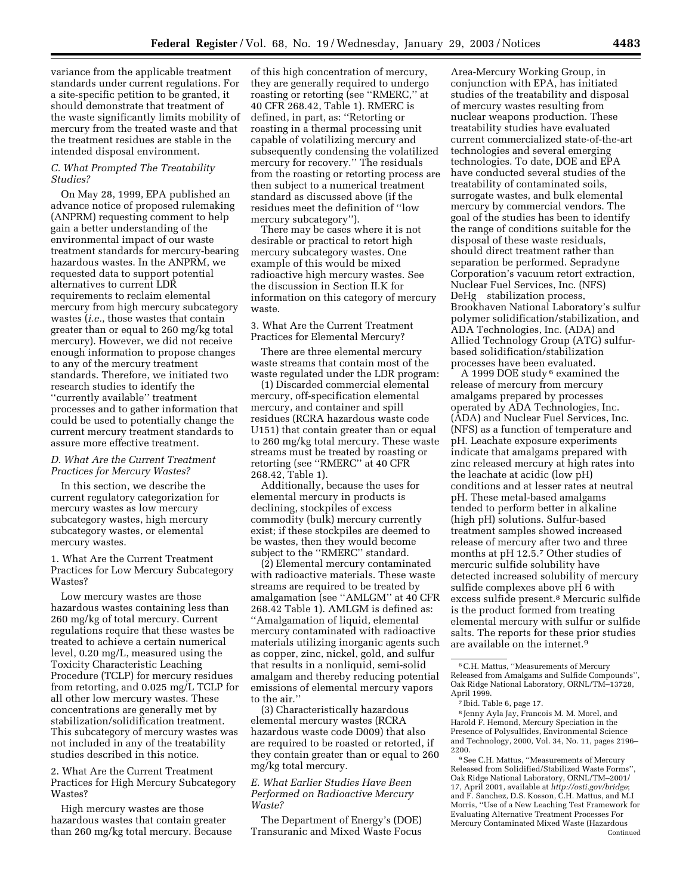variance from the applicable treatment standards under current regulations. For a site-specific petition to be granted, it should demonstrate that treatment of the waste significantly limits mobility of mercury from the treated waste and that the treatment residues are stable in the intended disposal environment.

### *C. What Prompted The Treatability Studies?*

On May 28, 1999, EPA published an advance notice of proposed rulemaking (ANPRM) requesting comment to help gain a better understanding of the environmental impact of our waste treatment standards for mercury-bearing hazardous wastes. In the ANPRM, we requested data to support potential alternatives to current LDR requirements to reclaim elemental mercury from high mercury subcategory wastes (*i.e.*, those wastes that contain greater than or equal to 260 mg/kg total mercury). However, we did not receive enough information to propose changes to any of the mercury treatment standards. Therefore, we initiated two research studies to identify the ''currently available'' treatment processes and to gather information that could be used to potentially change the current mercury treatment standards to assure more effective treatment.

### *D. What Are the Current Treatment Practices for Mercury Wastes?*

In this section, we describe the current regulatory categorization for mercury wastes as low mercury subcategory wastes, high mercury subcategory wastes, or elemental mercury wastes.

#### 1. What Are the Current Treatment Practices for Low Mercury Subcategory Wastes?

Low mercury wastes are those hazardous wastes containing less than 260 mg/kg of total mercury. Current regulations require that these wastes be treated to achieve a certain numerical level, 0.20 mg/L, measured using the Toxicity Characteristic Leaching Procedure (TCLP) for mercury residues from retorting, and 0.025 mg/L TCLP for all other low mercury wastes. These concentrations are generally met by stabilization/solidification treatment. This subcategory of mercury wastes was not included in any of the treatability studies described in this notice.

#### 2. What Are the Current Treatment Practices for High Mercury Subcategory Wastes?

High mercury wastes are those hazardous wastes that contain greater than 260 mg/kg total mercury. Because of this high concentration of mercury, they are generally required to undergo roasting or retorting (see ''RMERC,'' at 40 CFR 268.42, Table 1). RMERC is defined, in part, as: ''Retorting or roasting in a thermal processing unit capable of volatilizing mercury and subsequently condensing the volatilized mercury for recovery.'' The residuals from the roasting or retorting process are then subject to a numerical treatment standard as discussed above (if the residues meet the definition of ''low mercury subcategory'').

There may be cases where it is not desirable or practical to retort high mercury subcategory wastes. One example of this would be mixed radioactive high mercury wastes. See the discussion in Section II.K for information on this category of mercury waste.

#### 3. What Are the Current Treatment Practices for Elemental Mercury?

There are three elemental mercury waste streams that contain most of the waste regulated under the LDR program:

(1) Discarded commercial elemental mercury, off-specification elemental mercury, and container and spill residues (RCRA hazardous waste code U151) that contain greater than or equal to 260 mg/kg total mercury. These waste streams must be treated by roasting or retorting (see ''RMERC'' at 40 CFR 268.42, Table 1).

Additionally, because the uses for elemental mercury in products is declining, stockpiles of excess commodity (bulk) mercury currently exist; if these stockpiles are deemed to be wastes, then they would become subject to the ''RMERC'' standard.

(2) Elemental mercury contaminated with radioactive materials. These waste streams are required to be treated by amalgamation (see ''AMLGM'' at 40 CFR 268.42 Table 1). AMLGM is defined as: ''Amalgamation of liquid, elemental mercury contaminated with radioactive materials utilizing inorganic agents such as copper, zinc, nickel, gold, and sulfur that results in a nonliquid, semi-solid amalgam and thereby reducing potential emissions of elemental mercury vapors to the air.''

(3) Characteristically hazardous elemental mercury wastes (RCRA hazardous waste code D009) that also are required to be roasted or retorted, if they contain greater than or equal to 260 mg/kg total mercury.

### *E. What Earlier Studies Have Been Performed on Radioactive Mercury Waste?*

The Department of Energy's (DOE) Transuranic and Mixed Waste Focus Area-Mercury Working Group, in conjunction with EPA, has initiated studies of the treatability and disposal of mercury wastes resulting from nuclear weapons production. These treatability studies have evaluated current commercialized state-of-the-art technologies and several emerging technologies. To date, DOE and EPA have conducted several studies of the treatability of contaminated soils, surrogate wastes, and bulk elemental mercury by commercial vendors. The goal of the studies has been to identify the range of conditions suitable for the disposal of these waste residuals, should direct treatment rather than separation be performed. Sepradyne Corporation's vacuum retort extraction, Nuclear Fuel Services, Inc. (NFS) DeHg stabilization process, Brookhaven National Laboratory's sulfur polymer solidification/stabilization, and ADA Technologies, Inc. (ADA) and Allied Technology Group (ATG) sulfur-based solidification/stabilization processes have been evaluated.

A 1999 DOE study[6] examined the release of mercury from mercury amalgams prepared by processes operated by ADA Technologies, Inc. (ADA) and Nuclear Fuel Services, Inc. (NFS) as a function of temperature and pH. Leachate exposure experiments indicate that amalgams prepared with zinc released mercury at high rates into the leachate at acidic (low pH) conditions and at lesser rates at neutral pH. These metal-based amalgams tended to perform better in alkaline (high pH) solutions. Sulfur-based treatment samples showed increased release of mercury after two and three months at pH 12.5.[7] Other studies of mercuric sulfide solubility have detected increased solubility of mercury sulfide complexes above pH 6 with excess sulfide present.[8] Mercuric sulfide is the product formed from treating elemental mercury with sulfur or sulfide salts. The reports for these prior studies are available on the internet.[9]

---

[6] C.H. Mattus, ''Measurements of Mercury Released from Amalgams and Sulfide Compounds'', Oak Ridge National Laboratory, ORNL/TM–13728, April 1999.

[7] Ibid. Table 6, page 17.

[8] Jenny Ayla Jay, Francois M. M. Morel, and Harold F. Hemond, Mercury Speciation in the Presence of Polysulfides, Environmental Science and Technology, 2000, Vol. 34, No. 11, pages 2196–2200.

[9] See C.H. Mattus, ''Measurements of Mercury Released from Solidified/Stabilized Waste Forms'', Oak Ridge National Laboratory, ORNL/TM–2001/17, April 2001, available at *http://osti.gov/bridge*; and F. Sanchez, D.S. Kosson, C.H. Mattus, and M.I Morris, ''Use of a New Leaching Test Framework for Evaluating Alternative Treatment Processes For Mercury Contaminated Mixed Waste (Hazardous

Continued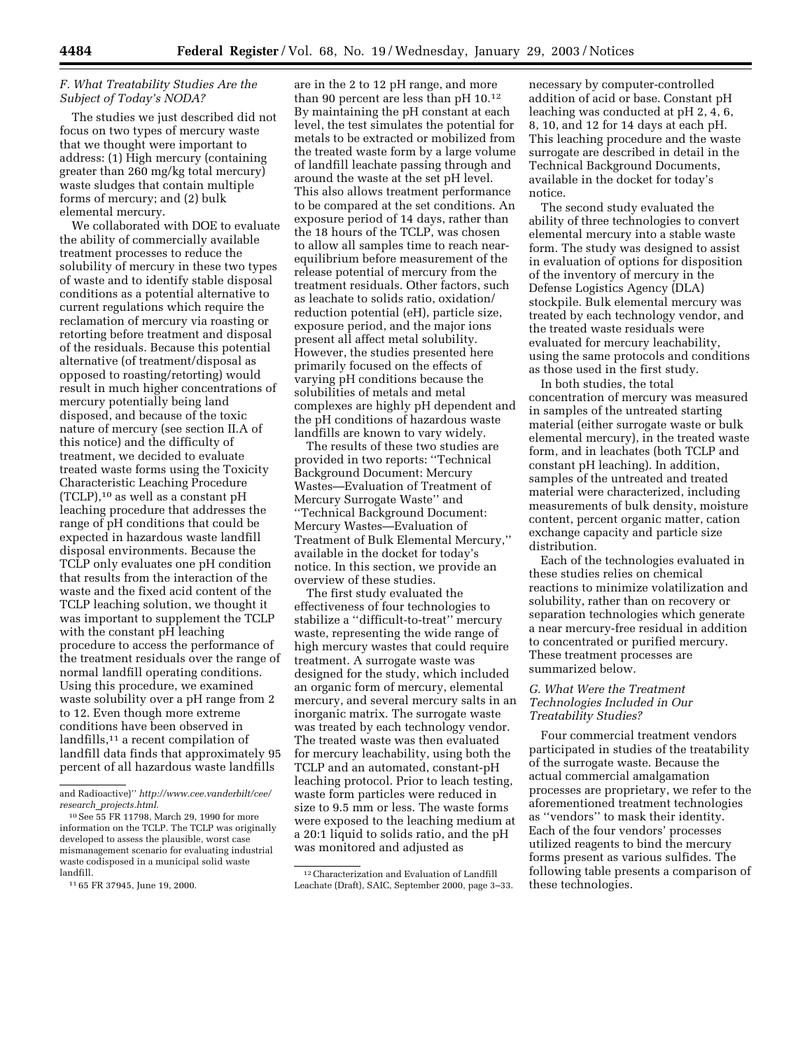### F. What Treatability Studies Are the Subject of Today's NODA?

The studies we just described did not focus on two types of mercury waste that we thought were important to address: (1) High mercury (containing greater than 260 mg/kg total mercury) waste sludges that contain multiple forms of mercury; and (2) bulk elemental mercury.

We collaborated with DOE to evaluate the ability of commercially available treatment processes to reduce the solubility of mercury in these two types of waste and to identify stable disposal conditions as a potential alternative to current regulations which require the reclamation of mercury via roasting or retorting before treatment and disposal of the residuals. Because this potential alternative (of treatment/disposal as opposed to roasting/retorting) would result in much higher concentrations of mercury potentially being land disposed, and because of the toxic nature of mercury (see section II.A of this notice) and the difficulty of treatment, we decided to evaluate treated waste forms using the Toxicity Characteristic Leaching Procedure (TCLP),[10] as well as a constant pH leaching procedure that addresses the range of pH conditions that could be expected in hazardous waste landfill disposal environments. Because the TCLP only evaluates one pH condition that results from the interaction of the waste and the fixed acid content of the TCLP leaching solution, we thought it was important to supplement the TCLP with the constant pH leaching procedure to access the performance of the treatment residuals over the range of normal landfill operating conditions. Using this procedure, we examined waste solubility over a pH range from 2 to 12. Even though more extreme conditions have been observed in landfills,[11] a recent compilation of landfill data finds that approximately 95 percent of all hazardous waste landfills are in the 2 to 12 pH range, and more than 90 percent are less than pH 10.[12] By maintaining the pH constant at each level, the test simulates the potential for metals to be extracted or mobilized from the treated waste form by a large volume of landfill leachate passing through and around the waste at the set pH level. This also allows treatment performance to be compared at the set conditions. An exposure period of 14 days, rather than the 18 hours of the TCLP, was chosen to allow all samples time to reach near-equilibrium before measurement of the release potential of mercury from the treatment residuals. Other factors, such as leachate to solids ratio, oxidation/reduction potential (eH), particle size, exposure period, and the major ions present all affect metal solubility. However, the studies presented here primarily focused on the effects of varying pH conditions because the solubilities of metals and metal complexes are highly pH dependent and the pH conditions of hazardous waste landfills are known to vary widely.

The results of these two studies are provided in two reports: ''Technical Background Document: Mercury Wastes—Evaluation of Treatment of Mercury Surrogate Waste'' and ''Technical Background Document: Mercury Wastes—Evaluation of Treatment of Bulk Elemental Mercury,'' available in the docket for today's notice. In this section, we provide an overview of these studies.

The first study evaluated the effectiveness of four technologies to stabilize a ''difficult-to-treat'' mercury waste, representing the wide range of high mercury wastes that could require treatment. A surrogate waste was designed for the study, which included an organic form of mercury, elemental mercury, and several mercury salts in an inorganic matrix. The surrogate waste was treated by each technology vendor. The treated waste was then evaluated for mercury leachability, using both the TCLP and an automated, constant-pH leaching protocol. Prior to leach testing, waste form particles were reduced in size to 9.5 mm or less. The waste forms were exposed to the leaching medium at a 20:1 liquid to solids ratio, and the pH was monitored and adjusted as necessary by computer-controlled addition of acid or base. Constant pH leaching was conducted at pH 2, 4, 6, 8, 10, and 12 for 14 days at each pH. This leaching procedure and the waste surrogate are described in detail in the Technical Background Documents, available in the docket for today's notice.

The second study evaluated the ability of three technologies to convert elemental mercury into a stable waste form. The study was designed to assist in evaluation of options for disposition of the inventory of mercury in the Defense Logistics Agency (DLA) stockpile. Bulk elemental mercury was treated by each technology vendor, and the treated waste residuals were evaluated for mercury leachability, using the same protocols and conditions as those used in the first study.

In both studies, the total concentration of mercury was measured in samples of the untreated starting material (either surrogate waste or bulk elemental mercury), in the treated waste form, and in leachates (both TCLP and constant pH leaching). In addition, samples of the untreated and treated material were characterized, including measurements of bulk density, moisture content, percent organic matter, cation exchange capacity and particle size distribution.

Each of the technologies evaluated in these studies relies on chemical reactions to minimize volatilization and solubility, rather than on recovery or separation technologies which generate a near mercury-free residual in addition to concentrated or purified mercury. These treatment processes are summarized below.

### G. What Were the Treatment Technologies Included in Our Treatability Studies?

Four commercial treatment vendors participated in studies of the treatability of the surrogate waste. Because the actual commercial amalgamation processes are proprietary, we refer to the aforementioned treatment technologies as ''vendors'' to mask their identity. Each of the four vendors' processes utilized reagents to bind the mercury forms present as various sulfides. The following table presents a comparison of these technologies.

---

and Radioactive)'' *http://www.cee.vanderbilt/cee/research_projects.html.*

[10] See 55 FR 11798, March 29, 1990 for more information on the TCLP. The TCLP was originally developed to assess the plausible, worst case mismanagement scenario for evaluating industrial waste codisposed in a municipal solid waste landfill.

[11] 65 FR 37945, June 19, 2000.

[12] Characterization and Evaluation of Landfill Leachate (Draft), SAIC, September 2000, page 3–33.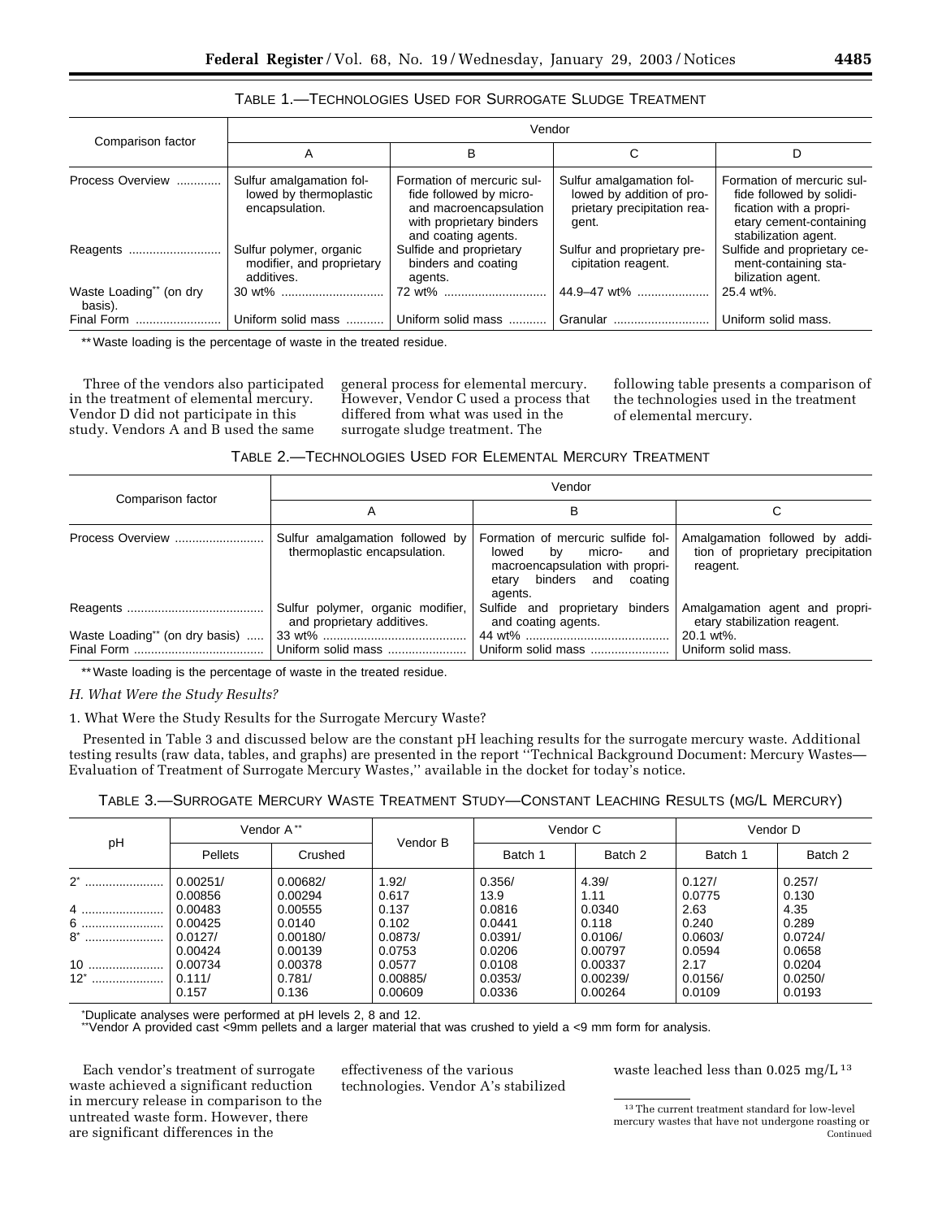TABLE 1.—TECHNOLOGIES USED FOR SURROGATE SLUDGE TREATMENT

| Comparison factor | Vendor | | | |
|---|---|---|---|---|
| | A | B | C | D |
| Process Overview | Sulfur amalgamation followed by thermoplastic encapsulation. | Formation of mercuric sulfide followed by micro- and macroencapsulation with proprietary binders and coating agents. | Sulfur amalgamation followed by addition of proprietary precipitation reagent. | Formation of mercuric sulfide followed by solidification with a proprietary cement-containing stabilization agent. |
| Reagents | Sulfur polymer, organic modifier, and proprietary additives. | Sulfide and proprietary binders and coating agents. | Sulfur and proprietary precipitation reagent. | Sulfide and proprietary cement-containing stabilization agent. |
| Waste Loading** (on dry basis). | 30 wt% | 72 wt% | 44.9–47 wt% | 25.4 wt%. |
| Final Form | Uniform solid mass | Uniform solid mass | Granular | Uniform solid mass. |

** Waste loading is the percentage of waste in the treated residue.

Three of the vendors also participated in the treatment of elemental mercury. Vendor D did not participate in this study. Vendors A and B used the same general process for elemental mercury. However, Vendor C used a process that differed from what was used in the surrogate sludge treatment. The following table presents a comparison of the technologies used in the treatment of elemental mercury.

TABLE 2.—TECHNOLOGIES USED FOR ELEMENTAL MERCURY TREATMENT

| Comparison factor | Vendor | | |
|---|---|---|---|
| | A | B | C |
| Process Overview | Sulfur amalgamation followed by thermoplastic encapsulation. | Formation of mercuric sulfide followed by micro- and macroencapsulation with proprietary binders and coating agents. | Amalgamation followed by addition of proprietary precipitation reagent. |
| Reagents | Sulfur polymer, organic modifier, and proprietary additives. | Sulfide and proprietary binders and coating agents. | Amalgamation agent and proprietary stabilization reagent. |
| Waste Loading** (on dry basis) | 33 wt% | 44 wt% | 20.1 wt%. |
| Final Form | Uniform solid mass | Uniform solid mass | Uniform solid mass. |

** Waste loading is the percentage of waste in the treated residue.

*H. What Were the Study Results?*

1. What Were the Study Results for the Surrogate Mercury Waste?

Presented in Table 3 and discussed below are the constant pH leaching results for the surrogate mercury waste. Additional testing results (raw data, tables, and graphs) are presented in the report "Technical Background Document: Mercury Wastes—Evaluation of Treatment of Surrogate Mercury Wastes," available in the docket for today's notice.

TABLE 3.—SURROGATE MERCURY WASTE TREATMENT STUDY—CONSTANT LEACHING RESULTS (MG/L MERCURY)

| pH | Vendor A** | | Vendor B | Vendor C | | Vendor D | |
|---|---|---|---|---|---|---|---|
| | Pellets | Crushed | | Batch 1 | Batch 2 | Batch 1 | Batch 2 |
| 2* | 0.00251/ 0.00856 | 0.00682/ 0.00294 | 1.92/ 0.617 | 0.356/ 13.9 | 4.39/ 1.11 | 0.127/ 0.0775 | 0.257/ 0.130 |
| 4 | 0.00483 | 0.00555 | 0.137 | 0.0816 | 0.0340 | 2.63 | 4.35 |
| 6 | 0.00425 | 0.0140 | 0.102 | 0.0441 | 0.118 | 0.240 | 0.289 |
| 8* | 0.0127/ 0.00424 | 0.00180/ 0.00139 | 0.0873/ 0.0753 | 0.0391/ 0.0206 | 0.0106/ 0.00797 | 0.0603/ 0.0594 | 0.0724/ 0.0658 |
| 10 | 0.00734 | 0.00378 | 0.0577 | 0.0108 | 0.00337 | 2.17 | 0.0204 |
| 12* | 0.111/ 0.157 | 0.781/ 0.136 | 0.00885/ 0.00609 | 0.0353/ 0.0336 | 0.00239/ 0.00264 | 0.0156/ 0.0109 | 0.0250/ 0.0193 |

*Duplicate analyses were performed at pH levels 2, 8 and 12.
**Vendor A provided cast <9mm pellets and a larger material that was crushed to yield a <9 mm form for analysis.

Each vendor's treatment of surrogate waste achieved a significant reduction in mercury release in comparison to the untreated waste form. However, there are significant differences in the effectiveness of the various technologies. Vendor A's stabilized waste leached less than 0.025 mg/L [13]

[13] The current treatment standard for low-level mercury wastes that have not undergone roasting or Continued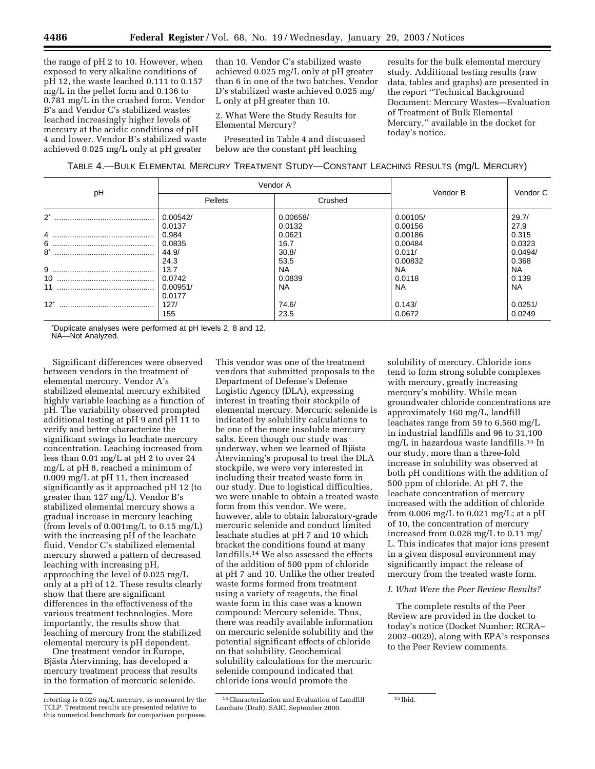the range of pH 2 to 10. However, when exposed to very alkaline conditions of pH 12, the waste leached 0.111 to 0.157 mg/L in the pellet form and 0.136 to 0.781 mg/L in the crushed form. Vendor B's and Vendor C's stabilized wastes leached increasingly higher levels of mercury at the acidic conditions of pH 4 and lower. Vendor B's stabilized waste achieved 0.025 mg/L only at pH greater than 10. Vendor C's stabilized waste achieved 0.025 mg/L only at pH greater than 6 in one of the two batches. Vendor D's stabilized waste achieved 0.025 mg/L only at pH greater than 10.

2. What Were the Study Results for Elemental Mercury?

Presented in Table 4 and discussed below are the constant pH leaching results for the bulk elemental mercury study. Additional testing results (raw data, tables and graphs) are presented in the report ''Technical Background Document: Mercury Wastes—Evaluation of Treatment of Bulk Elemental Mercury,'' available in the docket for today's notice.

TABLE 4.—BULK ELEMENTAL MERCURY TREATMENT STUDY—CONSTANT LEACHING RESULTS (mg/L MERCURY)

| pH | Vendor A | | Vendor B | Vendor C |
|---|---|---|---|---|
| | Pellets | Crushed | | |
| 2* | 0.00542/ 0.0137 | 0.00658/ 0.0132 | 0.00105/ 0.00156 | 29.7/ 27.9 |
| 4 | 0.984 | 0.0621 | 0.00186 | 0.315 |
| 6 | 0.0835 | 16.7 | 0.00484 | 0.0323 |
| 8* | 44.9/ 24.3 | 30.8/ 53.5 | 0.011/ 0.00832 | 0.0494/ 0.368 |
| 9 | 13.7 | NA | NA | NA |
| 10 | 0.0742 | 0.0839 | 0.0118 | 0.139 |
| 11 | 0.00951/ 0.0177 | NA | NA | NA |
| 12* | 127/ 155 | 74.6/ 23.5 | 0.143/ 0.0672 | 0.0251/ 0.0249 |

*Duplicate analyses were performed at pH levels 2, 8 and 12.
NA—Not Analyzed.

Significant differences were observed between vendors in the treatment of elemental mercury. Vendor A's stabilized elemental mercury exhibited highly variable leaching as a function of pH. The variability observed prompted additional testing at pH 9 and pH 11 to verify and better characterize the significant swings in leachate mercury concentration. Leaching increased from less than 0.01 mg/L at pH 2 to over 24 mg/L at pH 8, reached a minimum of 0.009 mg/L at pH 11, then increased significantly as it approached pH 12 (to greater than 127 mg/L). Vendor B's stabilized elemental mercury shows a gradual increase in mercury leaching (from levels of 0.001mg/L to 0.15 mg/L) with the increasing pH of the leachate fluid. Vendor C's stabilized elemental mercury showed a pattern of decreased leaching with increasing pH, approaching the level of 0.025 mg/L only at a pH of 12. These results clearly show that there are significant differences in the effectiveness of the various treatment technologies. More importantly, the results show that leaching of mercury from the stabilized elemental mercury is pH dependent.

One treatment vendor in Europe, Bjästa Återvinning, has developed a mercury treatment process that results in the formation of mercuric selenide. This vendor was one of the treatment vendors that submitted proposals to the Department of Defense's Defense Logistic Agency (DLA), expressing interest in treating their stockpile of elemental mercury. Mercuric selenide is indicated by solubility calculations to be one of the more insoluble mercury salts. Even though our study was underway, when we learned of Bjästa Återvinning's proposal to treat the DLA stockpile, we were very interested in including their treated waste form in our study. Due to logistical difficulties, we were unable to obtain a treated waste form from this vendor. We were, however, able to obtain laboratory-grade mercuric selenide and conduct limited leachate studies at pH 7 and 10 which bracket the conditions found at many landfills.[14] We also assessed the effects of the addition of 500 ppm of chloride at pH 7 and 10. Unlike the other treated waste forms formed from treatment using a variety of reagents, the final waste form in this case was a known compound: Mercury selenide. Thus, there was readily available information on mercuric selenide solubility and the potential significant effects of chloride on that solubility. Geochemical solubility calculations for the mercuric selenide compound indicated that chloride ions would promote the solubility of mercury. Chloride ions tend to form strong soluble complexes with mercury, greatly increasing mercury's mobility. While mean groundwater chloride concentrations are approximately 160 mg/L, landfill leachates range from 59 to 6,560 mg/L in industrial landfills and 96 to 31,100 mg/L in hazardous waste landfills.[15] In our study, more than a three-fold increase in solubility was observed at both pH conditions with the addition of 500 ppm of chloride. At pH 7, the leachate concentration of mercury increased with the addition of chloride from 0.006 mg/L to 0.021 mg/L; at a pH of 10, the concentration of mercury increased from 0.028 mg/L to 0.11 mg/L. This indicates that major ions present in a given disposal environment may significantly impact the release of mercury from the treated waste form.

### *I. What Were the Peer Review Results?*

The complete results of the Peer Review are provided in the docket to today's notice (Docket Number: RCRA–2002–0029), along with EPA's responses to the Peer Review comments.

---

retorting is 0.025 mg/L mercury, as measured by the TCLP. Treatment results are presented relative to this numerical benchmark for comparison purposes.

[14] Characterization and Evaluation of Landfill Leachate (Draft), SAIC, September 2000.

[15] Ibid.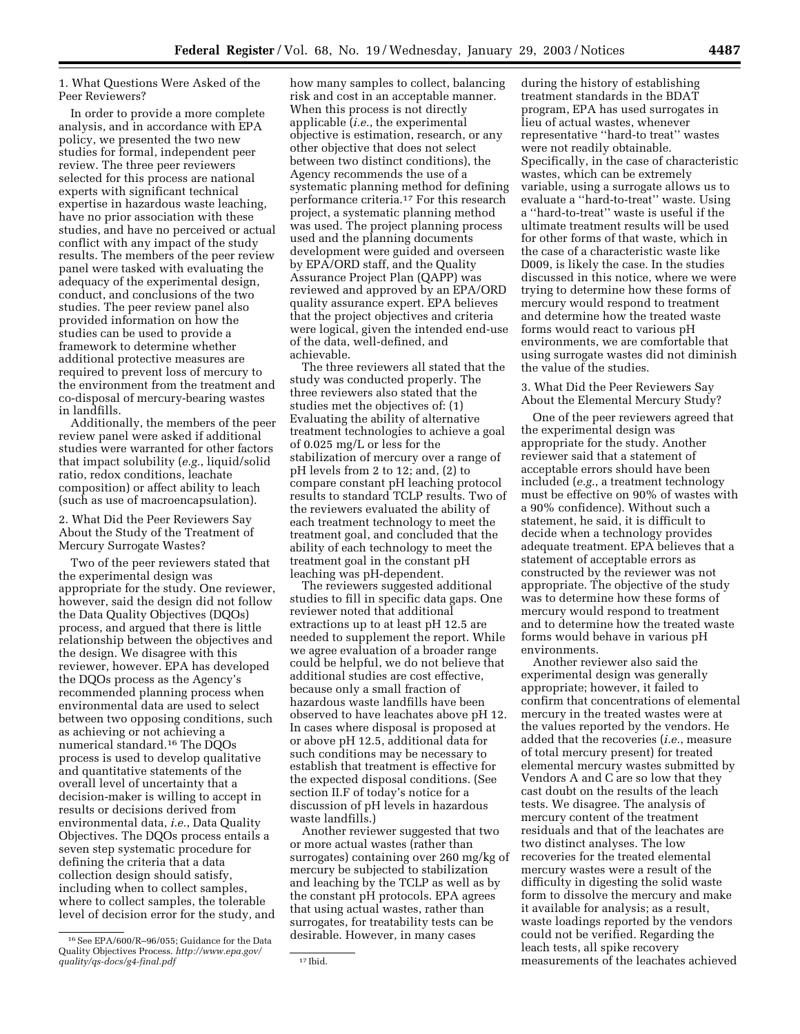### 1. What Questions Were Asked of the Peer Reviewers?

In order to provide a more complete analysis, and in accordance with EPA policy, we presented the two new studies for formal, independent peer review. The three peer reviewers selected for this process are national experts with significant technical expertise in hazardous waste leaching, have no prior association with these studies, and have no perceived or actual conflict with any impact of the study results. The members of the peer review panel were tasked with evaluating the adequacy of the experimental design, conduct, and conclusions of the two studies. The peer review panel also provided information on how the studies can be used to provide a framework to determine whether additional protective measures are required to prevent loss of mercury to the environment from the treatment and co-disposal of mercury-bearing wastes in landfills.

Additionally, the members of the peer review panel were asked if additional studies were warranted for other factors that impact solubility (*e.g.*, liquid/solid ratio, redox conditions, leachate composition) or affect ability to leach (such as use of macroencapsulation).

### 2. What Did the Peer Reviewers Say About the Study of the Treatment of Mercury Surrogate Wastes?

Two of the peer reviewers stated that the experimental design was appropriate for the study. One reviewer, however, said the design did not follow the Data Quality Objectives (DQOs) process, and argued that there is little relationship between the objectives and the design. We disagree with this reviewer, however. EPA has developed the DQOs process as the Agency's recommended planning process when environmental data are used to select between two opposing conditions, such as achieving or not achieving a numerical standard.[16] The DQOs process is used to develop qualitative and quantitative statements of the overall level of uncertainty that a decision-maker is willing to accept in results or decisions derived from environmental data, *i.e.*, Data Quality Objectives. The DQOs process entails a seven step systematic procedure for defining the criteria that a data collection design should satisfy, including when to collect samples, where to collect samples, the tolerable level of decision error for the study, and how many samples to collect, balancing risk and cost in an acceptable manner. When this process is not directly applicable (*i.e.*, the experimental objective is estimation, research, or any other objective that does not select between two distinct conditions), the Agency recommends the use of a systematic planning method for defining performance criteria.[17] For this research project, a systematic planning method was used. The project planning process used and the planning documents development were guided and overseen by EPA/ORD staff, and the Quality Assurance Project Plan (QAPP) was reviewed and approved by an EPA/ORD quality assurance expert. EPA believes that the project objectives and criteria were logical, given the intended end-use of the data, well-defined, and achievable.

The three reviewers all stated that the study was conducted properly. The three reviewers also stated that the studies met the objectives of: (1) Evaluating the ability of alternative treatment technologies to achieve a goal of 0.025 mg/L or less for the stabilization of mercury over a range of pH levels from 2 to 12; and, (2) to compare constant pH leaching protocol results to standard TCLP results. Two of the reviewers evaluated the ability of each treatment technology to meet the treatment goal, and concluded that the ability of each technology to meet the treatment goal in the constant pH leaching was pH-dependent.

The reviewers suggested additional studies to fill in specific data gaps. One reviewer noted that additional extractions up to at least pH 12.5 are needed to supplement the report. While we agree evaluation of a broader range could be helpful, we do not believe that additional studies are cost effective, because only a small fraction of hazardous waste landfills have been observed to have leachates above pH 12. In cases where disposal is proposed at or above pH 12.5, additional data for such conditions may be necessary to establish that treatment is effective for the expected disposal conditions. (See section II.F of today's notice for a discussion of pH levels in hazardous waste landfills.)

Another reviewer suggested that two or more actual wastes (rather than surrogates) containing over 260 mg/kg of mercury be subjected to stabilization and leaching by the TCLP as well as by the constant pH protocols. EPA agrees that using actual wastes, rather than surrogates, for treatability tests can be desirable. However, in many cases during the history of establishing treatment standards in the BDAT program, EPA has used surrogates in lieu of actual wastes, whenever representative "hard-to treat" wastes were not readily obtainable. Specifically, in the case of characteristic wastes, which can be extremely variable, using a surrogate allows us to evaluate a "hard-to-treat" waste. Using a "hard-to-treat" waste is useful if the ultimate treatment results will be used for other forms of that waste, which in the case of a characteristic waste like D009, is likely the case. In the studies discussed in this notice, where we were trying to determine how these forms of mercury would respond to treatment and determine how the treated waste forms would react to various pH environments, we are comfortable that using surrogate wastes did not diminish the value of the studies.

### 3. What Did the Peer Reviewers Say About the Elemental Mercury Study?

One of the peer reviewers agreed that the experimental design was appropriate for the study. Another reviewer said that a statement of acceptable errors should have been included (*e.g.*, a treatment technology must be effective on 90% of wastes with a 90% confidence). Without such a statement, he said, it is difficult to decide when a technology provides adequate treatment. EPA believes that a statement of acceptable errors as constructed by the reviewer was not appropriate. The objective of the study was to determine how these forms of mercury would respond to treatment and to determine how the treated waste forms would behave in various pH environments.

Another reviewer also said the experimental design was generally appropriate; however, it failed to confirm that concentrations of elemental mercury in the treated wastes were at the values reported by the vendors. He added that the recoveries (*i.e.*, measure of total mercury present) for treated elemental mercury wastes submitted by Vendors A and C are so low that they cast doubt on the results of the leach tests. We disagree. The analysis of mercury content of the treatment residuals and that of the leachates are two distinct analyses. The low recoveries for the treated elemental mercury wastes were a result of the difficulty in digesting the solid waste form to dissolve the mercury and make it available for analysis; as a result, waste loadings reported by the vendors could not be verified. Regarding the leach tests, all spike recovery measurements of the leachates achieved

---

[16] See EPA/600/R–96/055; Guidance for the Data Quality Objectives Process. *http://www.epa.gov/quality/qs-docs/g4-final.pdf*

[17] Ibid.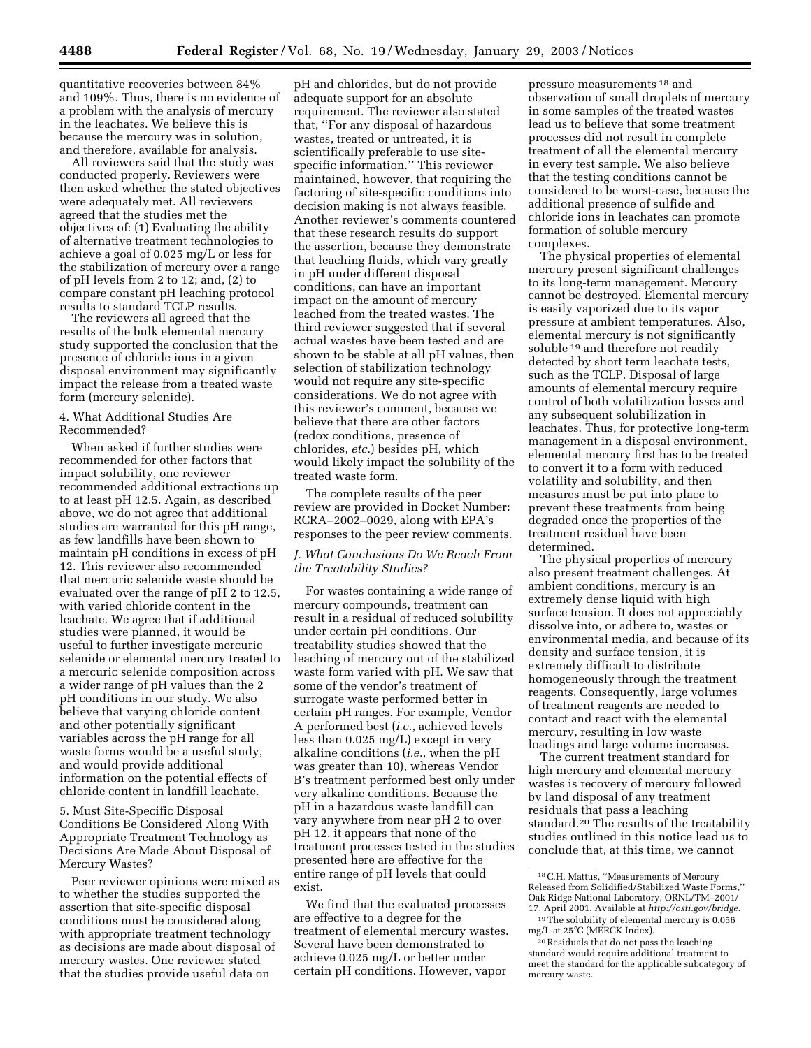quantitative recoveries between 84% and 109%. Thus, there is no evidence of a problem with the analysis of mercury in the leachates. We believe this is because the mercury was in solution, and therefore, available for analysis.

All reviewers said that the study was conducted properly. Reviewers were then asked whether the stated objectives were adequately met. All reviewers agreed that the studies met the objectives of: (1) Evaluating the ability of alternative treatment technologies to achieve a goal of 0.025 mg/L or less for the stabilization of mercury over a range of pH levels from 2 to 12; and, (2) to compare constant pH leaching protocol results to standard TCLP results.

The reviewers all agreed that the results of the bulk elemental mercury study supported the conclusion that the presence of chloride ions in a given disposal environment may significantly impact the release from a treated waste form (mercury selenide).

4. What Additional Studies Are Recommended?

When asked if further studies were recommended for other factors that impact solubility, one reviewer recommended additional extractions up to at least pH 12.5. Again, as described above, we do not agree that additional studies are warranted for this pH range, as few landfills have been shown to maintain pH conditions in excess of pH 12. This reviewer also recommended that mercuric selenide waste should be evaluated over the range of pH 2 to 12.5, with varied chloride content in the leachate. We agree that if additional studies were planned, it would be useful to further investigate mercuric selenide or elemental mercury treated to a mercuric selenide composition across a wider range of pH values than the 2 pH conditions in our study. We also believe that varying chloride content and other potentially significant variables across the pH range for all waste forms would be a useful study, and would provide additional information on the potential effects of chloride content in landfill leachate.

5. Must Site-Specific Disposal Conditions Be Considered Along With Appropriate Treatment Technology as Decisions Are Made About Disposal of Mercury Wastes?

Peer reviewer opinions were mixed as to whether the studies supported the assertion that site-specific disposal conditions must be considered along with appropriate treatment technology as decisions are made about disposal of mercury wastes. One reviewer stated that the studies provide useful data on pH and chlorides, but do not provide adequate support for an absolute requirement. The reviewer also stated that, ''For any disposal of hazardous wastes, treated or untreated, it is scientifically preferable to use site-specific information.'' This reviewer maintained, however, that requiring the factoring of site-specific conditions into decision making is not always feasible. Another reviewer's comments countered that these research results do support the assertion, because they demonstrate that leaching fluids, which vary greatly in pH under different disposal conditions, can have an important impact on the amount of mercury leached from the treated wastes. The third reviewer suggested that if several actual wastes have been tested and are shown to be stable at all pH values, then selection of stabilization technology would not require any site-specific considerations. We do not agree with this reviewer's comment, because we believe that there are other factors (redox conditions, presence of chlorides, *etc.*) besides pH, which would likely impact the solubility of the treated waste form.

The complete results of the peer review are provided in Docket Number: RCRA–2002–0029, along with EPA's responses to the peer review comments.

*J. What Conclusions Do We Reach From the Treatability Studies?*

For wastes containing a wide range of mercury compounds, treatment can result in a residual of reduced solubility under certain pH conditions. Our treatability studies showed that the leaching of mercury out of the stabilized waste form varied with pH. We saw that some of the vendor's treatment of surrogate waste performed better in certain pH ranges. For example, Vendor A performed best (*i.e.*, achieved levels less than 0.025 mg/L) except in very alkaline conditions (*i.e.*, when the pH was greater than 10), whereas Vendor B's treatment performed best only under very alkaline conditions. Because the pH in a hazardous waste landfill can vary anywhere from near pH 2 to over pH 12, it appears that none of the treatment processes tested in the studies presented here are effective for the entire range of pH levels that could exist.

We find that the evaluated processes are effective to a degree for the treatment of elemental mercury wastes. Several have been demonstrated to achieve 0.025 mg/L or better under certain pH conditions. However, vapor pressure measurements [18] and observation of small droplets of mercury in some samples of the treated wastes lead us to believe that some treatment processes did not result in complete treatment of all the elemental mercury in every test sample. We also believe that the testing conditions cannot be considered to be worst-case, because the additional presence of sulfide and chloride ions in leachates can promote formation of soluble mercury complexes.

The physical properties of elemental mercury present significant challenges to its long-term management. Mercury cannot be destroyed. Elemental mercury is easily vaporized due to its vapor pressure at ambient temperatures. Also, elemental mercury is not significantly soluble [19] and therefore not readily detected by short term leachate tests, such as the TCLP. Disposal of large amounts of elemental mercury require control of both volatilization losses and any subsequent solubilization in leachates. Thus, for protective long-term management in a disposal environment, elemental mercury first has to be treated to convert it to a form with reduced volatility and solubility, and then measures must be put into place to prevent these treatments from being degraded once the properties of the treatment residual have been determined.

The physical properties of mercury also present treatment challenges. At ambient conditions, mercury is an extremely dense liquid with high surface tension. It does not appreciably dissolve into, or adhere to, wastes or environmental media, and because of its density and surface tension, it is extremely difficult to distribute homogeneously through the treatment reagents. Consequently, large volumes of treatment reagents are needed to contact and react with the elemental mercury, resulting in low waste loadings and large volume increases.

The current treatment standard for high mercury and elemental mercury wastes is recovery of mercury followed by land disposal of any treatment residuals that pass a leaching standard.[20] The results of the treatability studies outlined in this notice lead us to conclude that, at this time, we cannot

[18] C.H. Mattus, ''Measurements of Mercury Released from Solidified/Stabilized Waste Forms,'' Oak Ridge National Laboratory, ORNL/TM–2001/17, April 2001. Available at *http://osti.gov/bridge*.

[19] The solubility of elemental mercury is 0.056 mg/L at 25°C (MERCK Index).

[20] Residuals that do not pass the leaching standard would require additional treatment to meet the standard for the applicable subcategory of mercury waste.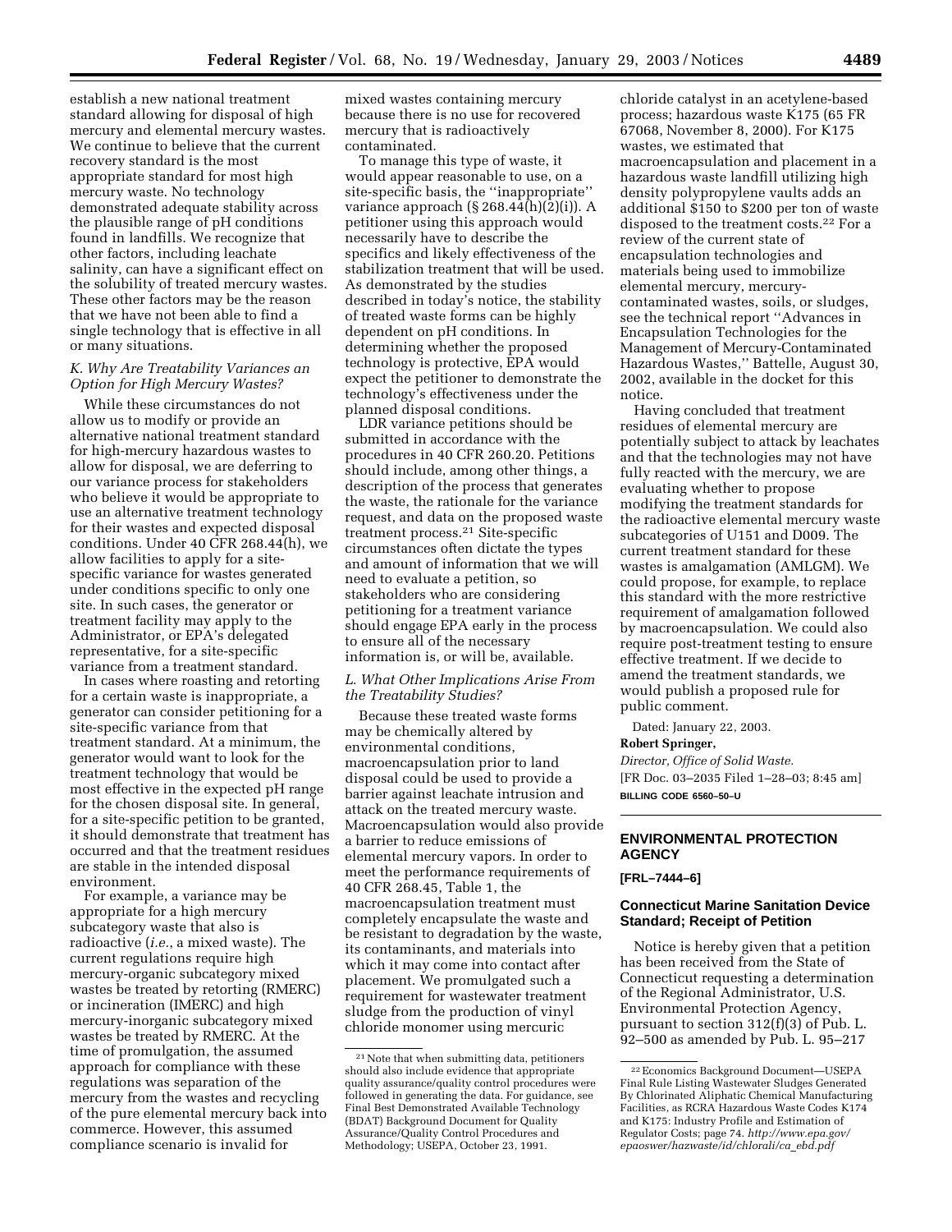establish a new national treatment standard allowing for disposal of high mercury and elemental mercury wastes. We continue to believe that the current recovery standard is the most appropriate standard for most high mercury waste. No technology demonstrated adequate stability across the plausible range of pH conditions found in landfills. We recognize that other factors, including leachate salinity, can have a significant effect on the solubility of treated mercury wastes. These other factors may be the reason that we have not been able to find a single technology that is effective in all or many situations.

### *K. Why Are Treatability Variances an Option for High Mercury Wastes?*

While these circumstances do not allow us to modify or provide an alternative national treatment standard for high-mercury hazardous wastes to allow for disposal, we are deferring to our variance process for stakeholders who believe it would be appropriate to use an alternative treatment technology for their wastes and expected disposal conditions. Under 40 CFR 268.44(h), we allow facilities to apply for a site-specific variance for wastes generated under conditions specific to only one site. In such cases, the generator or treatment facility may apply to the Administrator, or EPA's delegated representative, for a site-specific variance from a treatment standard.

In cases where roasting and retorting for a certain waste is inappropriate, a generator can consider petitioning for a site-specific variance from that treatment standard. At a minimum, the generator would want to look for the treatment technology that would be most effective in the expected pH range for the chosen disposal site. In general, for a site-specific petition to be granted, it should demonstrate that treatment has occurred and that the treatment residues are stable in the intended disposal environment.

For example, a variance may be appropriate for a high mercury subcategory waste that also is radioactive (*i.e.*, a mixed waste). The current regulations require high mercury-organic subcategory mixed wastes be treated by retorting (RMERC) or incineration (IMERC) and high mercury-inorganic subcategory mixed wastes be treated by RMERC. At the time of promulgation, the assumed approach for compliance with these regulations was separation of the mercury from the wastes and recycling of the pure elemental mercury back into commerce. However, this assumed compliance scenario is invalid for mixed wastes containing mercury because there is no use for recovered mercury that is radioactively contaminated.

To manage this type of waste, it would appear reasonable to use, on a site-specific basis, the "inappropriate" variance approach (§ 268.44(h)(2)(i)). A petitioner using this approach would necessarily have to describe the specifics and likely effectiveness of the stabilization treatment that will be used. As demonstrated by the studies described in today's notice, the stability of treated waste forms can be highly dependent on pH conditions. In determining whether the proposed technology is protective, EPA would expect the petitioner to demonstrate the technology's effectiveness under the planned disposal conditions.

LDR variance petitions should be submitted in accordance with the procedures in 40 CFR 260.20. Petitions should include, among other things, a description of the process that generates the waste, the rationale for the variance request, and data on the proposed waste treatment process.[21] Site-specific circumstances often dictate the types and amount of information that we will need to evaluate a petition, so stakeholders who are considering petitioning for a treatment variance should engage EPA early in the process to ensure all of the necessary information is, or will be, available.

### *L. What Other Implications Arise From the Treatability Studies?*

Because these treated waste forms may be chemically altered by environmental conditions, macroencapsulation prior to land disposal could be used to provide a barrier against leachate intrusion and attack on the treated mercury waste. Macroencapsulation would also provide a barrier to reduce emissions of elemental mercury vapors. In order to meet the performance requirements of 40 CFR 268.45, Table 1, the macroencapsulation treatment must completely encapsulate the waste and be resistant to degradation by the waste, its contaminants, and materials into which it may come into contact after placement. We promulgated such a requirement for wastewater treatment sludge from the production of vinyl chloride monomer using mercuric chloride catalyst in an acetylene-based process; hazardous waste K175 (65 FR 67068, November 8, 2000). For K175 wastes, we estimated that macroencapsulation and placement in a hazardous waste landfill utilizing high density polypropylene vaults adds an additional $150 to $200 per ton of waste disposed to the treatment costs.[22] For a review of the current state of encapsulation technologies and materials being used to immobilize elemental mercury, mercury-contaminated wastes, soils, or sludges, see the technical report "Advances in Encapsulation Technologies for the Management of Mercury-Contaminated Hazardous Wastes," Battelle, August 30, 2002, available in the docket for this notice.

Having concluded that treatment residues of elemental mercury are potentially subject to attack by leachates and that the technologies may not have fully reacted with the mercury, we are evaluating whether to propose modifying the treatment standards for the radioactive elemental mercury waste subcategories of U151 and D009. The current treatment standard for these wastes is amalgamation (AMLGM). We could propose, for example, to replace this standard with the more restrictive requirement of amalgamation followed by macroencapsulation. We could also require post-treatment testing to ensure effective treatment. If we decide to amend the treatment standards, we would publish a proposed rule for public comment.

Dated: January 22, 2003.

**Robert Springer,**

*Director, Office of Solid Waste.*

[FR Doc. 03–2035 Filed 1–28–03; 8:45 am]

**BILLING CODE 6560–50–U**

[21] Note that when submitting data, petitioners should also include evidence that appropriate quality assurance/quality control procedures were followed in generating the data. For guidance, see Final Best Demonstrated Available Technology (BDAT) Background Document for Quality Assurance/Quality Control Procedures and Methodology; USEPA, October 23, 1991.

[22] Economics Background Document—USEPA Final Rule Listing Wastewater Sludges Generated By Chlorinated Aliphatic Chemical Manufacturing Facilities, as RCRA Hazardous Waste Codes K174 and K175: Industry Profile and Estimation of Regulator Costs; page 74. *http://www.epa.gov/epaoswer/hazwaste/id/chlorali/ca_ebd.pdf*

---

## ENVIRONMENTAL PROTECTION AGENCY

**[FRL–7444–6]**

### Connecticut Marine Sanitation Device Standard; Receipt of Petition

Notice is hereby given that a petition has been received from the State of Connecticut requesting a determination of the Regional Administrator, U.S. Environmental Protection Agency, pursuant to section 312(f)(3) of Pub. L. 92–500 as amended by Pub. L. 95–217